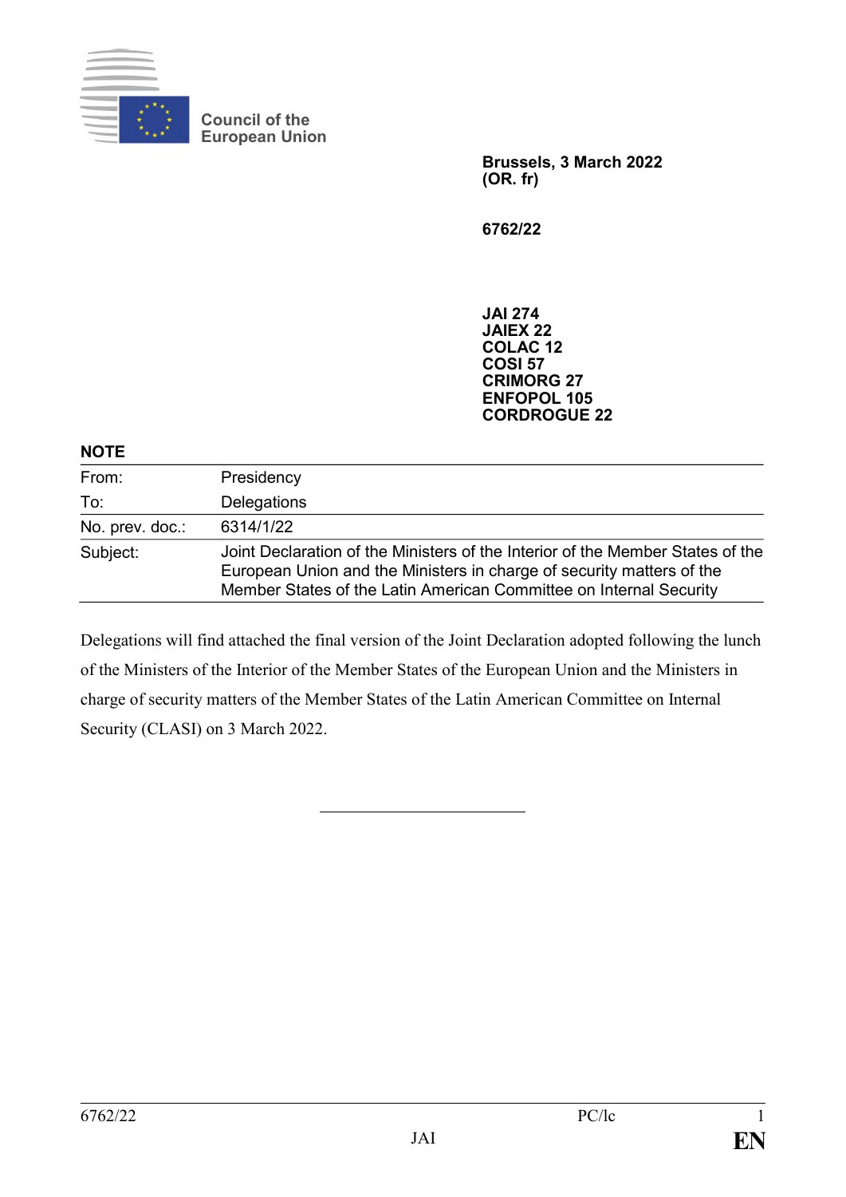Council of the
European Union

**Brussels, 3 March 2022**
**(OR. fr)**

**6762/22**

**JAI 274**
**JAIEX 22**
**COLAC 12**
**COSI 57**
**CRIMORG 27**
**ENFOPOL 105**
**CORDROGUE 22**

**NOTE**

| | |
|---|---|
| From: | Presidency |
| To: | Delegations |
| No. prev. doc.: | 6314/1/22 |
| Subject: | Joint Declaration of the Ministers of the Interior of the Member States of the European Union and the Ministers in charge of security matters of the Member States of the Latin American Committee on Internal Security |

Delegations will find attached the final version of the Joint Declaration adopted following the lunch of the Ministers of the Interior of the Member States of the European Union and the Ministers in charge of security matters of the Member States of the Latin American Committee on Internal Security (CLASI) on 3 March 2022.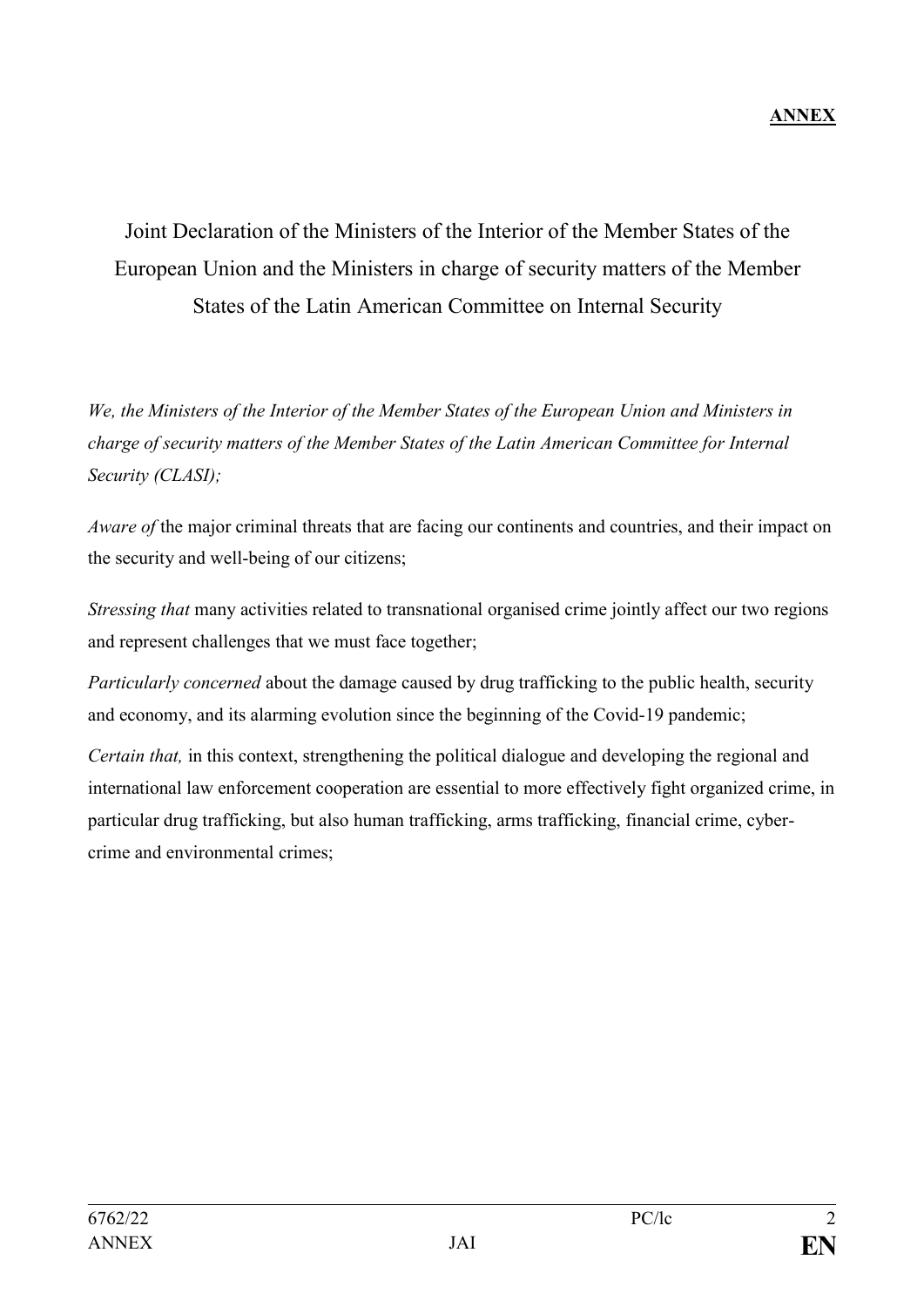**ANNEX**

# Joint Declaration of the Ministers of the Interior of the Member States of the European Union and the Ministers in charge of security matters of the Member States of the Latin American Committee on Internal Security

*We, the Ministers of the Interior of the Member States of the European Union and Ministers in charge of security matters of the Member States of the Latin American Committee for Internal Security (CLASI);*

*Aware of* the major criminal threats that are facing our continents and countries, and their impact on the security and well-being of our citizens;

*Stressing that* many activities related to transnational organised crime jointly affect our two regions and represent challenges that we must face together;

*Particularly concerned* about the damage caused by drug trafficking to the public health, security and economy, and its alarming evolution since the beginning of the Covid-19 pandemic;

*Certain that,* in this context, strengthening the political dialogue and developing the regional and international law enforcement cooperation are essential to more effectively fight organized crime, in particular drug trafficking, but also human trafficking, arms trafficking, financial crime, cyber-crime and environmental crimes;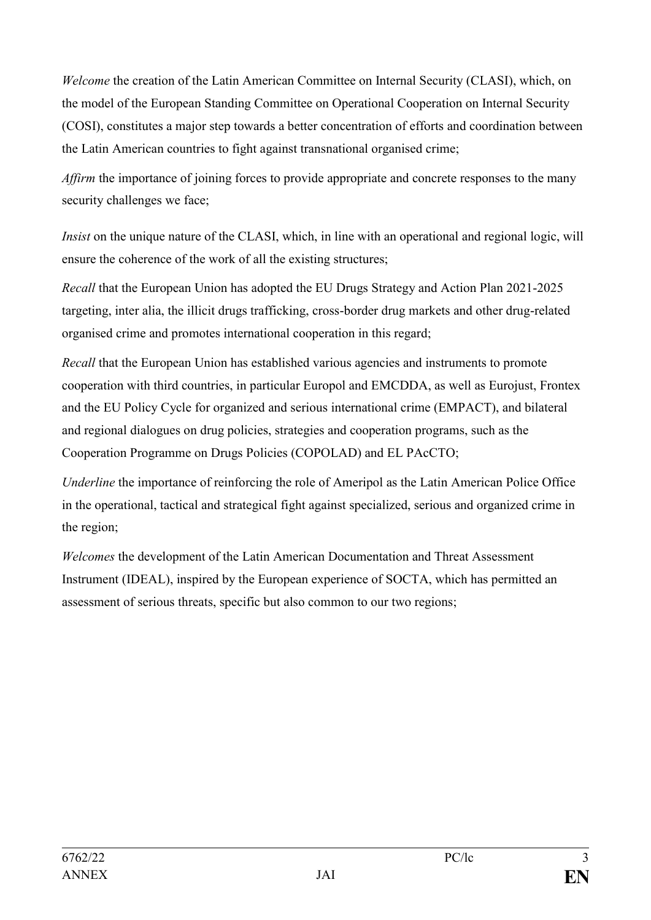*Welcome* the creation of the Latin American Committee on Internal Security (CLASI), which, on the model of the European Standing Committee on Operational Cooperation on Internal Security (COSI), constitutes a major step towards a better concentration of efforts and coordination between the Latin American countries to fight against transnational organised crime;

*Affirm* the importance of joining forces to provide appropriate and concrete responses to the many security challenges we face;

*Insist* on the unique nature of the CLASI, which, in line with an operational and regional logic, will ensure the coherence of the work of all the existing structures;

*Recall* that the European Union has adopted the EU Drugs Strategy and Action Plan 2021-2025 targeting, inter alia, the illicit drugs trafficking, cross-border drug markets and other drug-related organised crime and promotes international cooperation in this regard;

*Recall* that the European Union has established various agencies and instruments to promote cooperation with third countries, in particular Europol and EMCDDA, as well as Eurojust, Frontex and the EU Policy Cycle for organized and serious international crime (EMPACT), and bilateral and regional dialogues on drug policies, strategies and cooperation programs, such as the Cooperation Programme on Drugs Policies (COPOLAD) and EL PAcCTO;

*Underline* the importance of reinforcing the role of Ameripol as the Latin American Police Office in the operational, tactical and strategical fight against specialized, serious and organized crime in the region;

*Welcomes* the development of the Latin American Documentation and Threat Assessment Instrument (IDEAL), inspired by the European experience of SOCTA, which has permitted an assessment of serious threats, specific but also common to our two regions;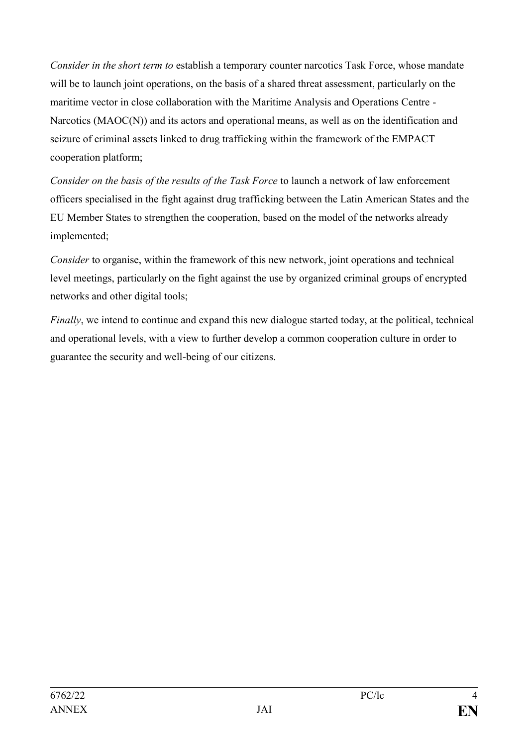*Consider in the short term to* establish a temporary counter narcotics Task Force, whose mandate will be to launch joint operations, on the basis of a shared threat assessment, particularly on the maritime vector in close collaboration with the Maritime Analysis and Operations Centre - Narcotics (MAOC(N)) and its actors and operational means, as well as on the identification and seizure of criminal assets linked to drug trafficking within the framework of the EMPACT cooperation platform;

*Consider on the basis of the results of the Task Force* to launch a network of law enforcement officers specialised in the fight against drug trafficking between the Latin American States and the EU Member States to strengthen the cooperation, based on the model of the networks already implemented;

*Consider* to organise, within the framework of this new network, joint operations and technical level meetings, particularly on the fight against the use by organized criminal groups of encrypted networks and other digital tools;

*Finally*, we intend to continue and expand this new dialogue started today, at the political, technical and operational levels, with a view to further develop a common cooperation culture in order to guarantee the security and well-being of our citizens.